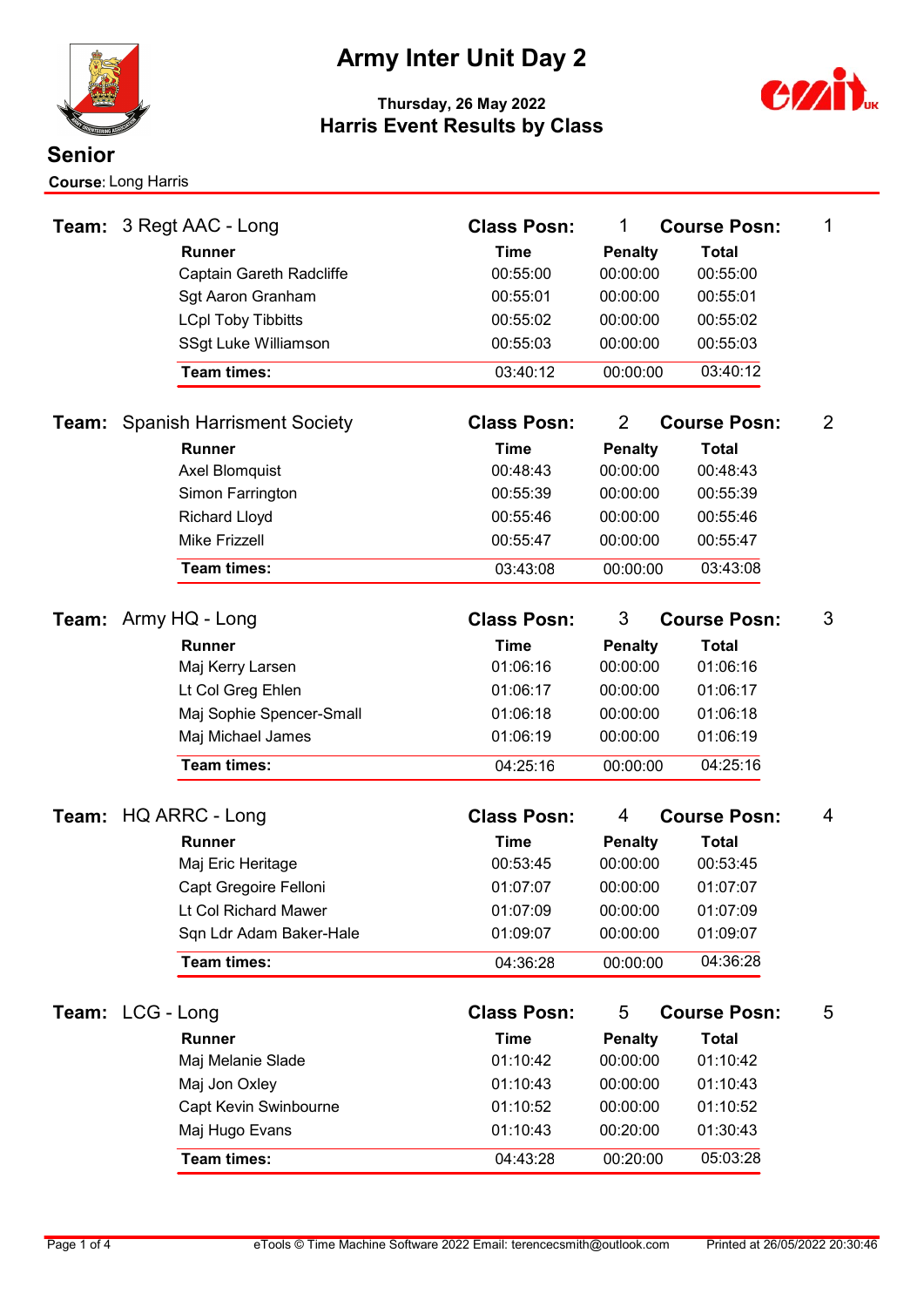# Army Inter Unit Day 2

**Thursday, 26 May 2022**

**Harris Event Results by Class**

## Senior

**Course:** Long Harris

### Team: 3 Regt AAC - Long — Class Posn: 1 — Course Posn: 1

| Runner | Time | Penalty | Total |
|---|---|---|---|
| Captain Gareth Radcliffe | 00:55:00 | 00:00:00 | 00:55:00 |
| Sgt Aaron Granham | 00:55:01 | 00:00:00 | 00:55:01 |
| LCpl Toby Tibbitts | 00:55:02 | 00:00:00 | 00:55:02 |
| SSgt Luke Williamson | 00:55:03 | 00:00:00 | 00:55:03 |
| **Team times:** | 03:40:12 | 00:00:00 | 03:40:12 |

### Team: Spanish Harrisment Society — Class Posn: 2 — Course Posn: 2

| Runner | Time | Penalty | Total |
|---|---|---|---|
| Axel Blomquist | 00:48:43 | 00:00:00 | 00:48:43 |
| Simon Farrington | 00:55:39 | 00:00:00 | 00:55:39 |
| Richard Lloyd | 00:55:46 | 00:00:00 | 00:55:46 |
| Mike Frizzell | 00:55:47 | 00:00:00 | 00:55:47 |
| **Team times:** | 03:43:08 | 00:00:00 | 03:43:08 |

### Team: Army HQ - Long — Class Posn: 3 — Course Posn: 3

| Runner | Time | Penalty | Total |
|---|---|---|---|
| Maj Kerry Larsen | 01:06:16 | 00:00:00 | 01:06:16 |
| Lt Col Greg Ehlen | 01:06:17 | 00:00:00 | 01:06:17 |
| Maj Sophie Spencer-Small | 01:06:18 | 00:00:00 | 01:06:18 |
| Maj Michael James | 01:06:19 | 00:00:00 | 01:06:19 |
| **Team times:** | 04:25:16 | 00:00:00 | 04:25:16 |

### Team: HQ ARRC - Long — Class Posn: 4 — Course Posn: 4

| Runner | Time | Penalty | Total |
|---|---|---|---|
| Maj Eric Heritage | 00:53:45 | 00:00:00 | 00:53:45 |
| Capt Gregoire Felloni | 01:07:07 | 00:00:00 | 01:07:07 |
| Lt Col Richard Mawer | 01:07:09 | 00:00:00 | 01:07:09 |
| Sqn Ldr Adam Baker-Hale | 01:09:07 | 00:00:00 | 01:09:07 |
| **Team times:** | 04:36:28 | 00:00:00 | 04:36:28 |

### Team: LCG - Long — Class Posn: 5 — Course Posn: 5

| Runner | Time | Penalty | Total |
|---|---|---|---|
| Maj Melanie Slade | 01:10:42 | 00:00:00 | 01:10:42 |
| Maj Jon Oxley | 01:10:43 | 00:00:00 | 01:10:43 |
| Capt Kevin Swinbourne | 01:10:52 | 00:00:00 | 01:10:52 |
| Maj Hugo Evans | 01:10:43 | 00:20:00 | 01:30:43 |
| **Team times:** | 04:43:28 | 00:20:00 | 05:03:28 |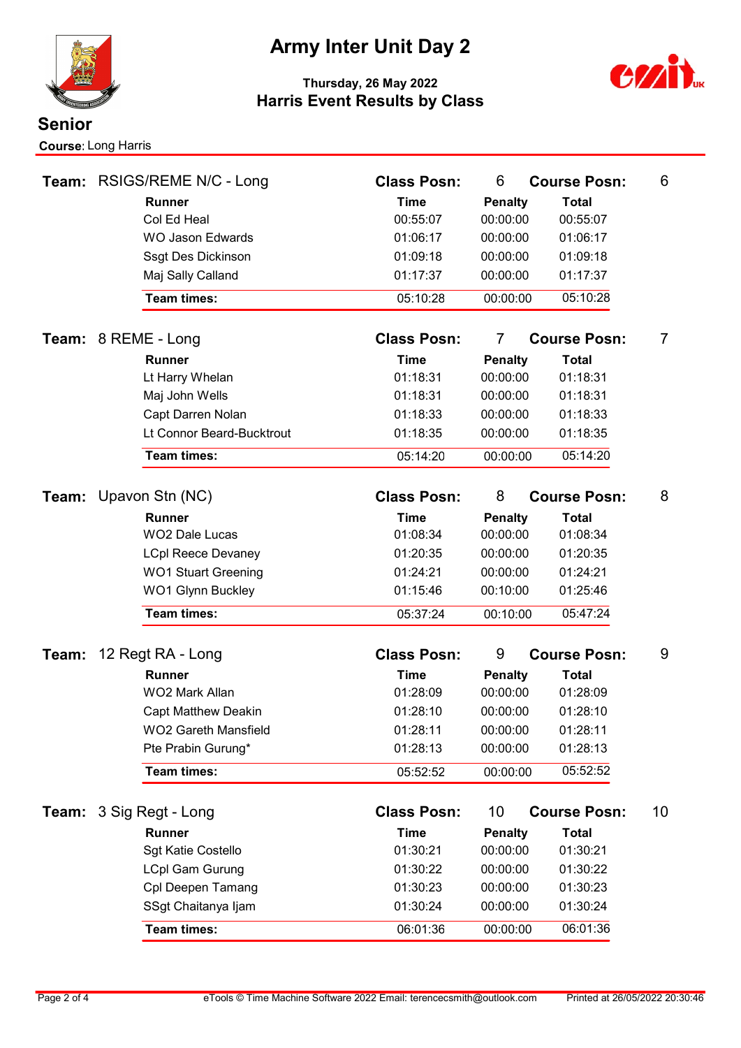# Army Inter Unit Day 2

**Thursday, 26 May 2022**

## Harris Event Results by Class

## Senior

**Course:** Long Harris

**Team:** RSIGS/REME N/C - Long — **Class Posn:** 6 — **Course Posn:** 6

| Runner | Time | Penalty | Total |
|---|---|---|---|
| Col Ed Heal | 00:55:07 | 00:00:00 | 00:55:07 |
| WO Jason Edwards | 01:06:17 | 00:00:00 | 01:06:17 |
| Ssgt Des Dickinson | 01:09:18 | 00:00:00 | 01:09:18 |
| Maj Sally Calland | 01:17:37 | 00:00:00 | 01:17:37 |
| **Team times:** | 05:10:28 | 00:00:00 | 05:10:28 |

**Team:** 8 REME - Long — **Class Posn:** 7 — **Course Posn:** 7

| Runner | Time | Penalty | Total |
|---|---|---|---|
| Lt Harry Whelan | 01:18:31 | 00:00:00 | 01:18:31 |
| Maj John Wells | 01:18:31 | 00:00:00 | 01:18:31 |
| Capt Darren Nolan | 01:18:33 | 00:00:00 | 01:18:33 |
| Lt Connor Beard-Bucktrout | 01:18:35 | 00:00:00 | 01:18:35 |
| **Team times:** | 05:14:20 | 00:00:00 | 05:14:20 |

**Team:** Upavon Stn (NC) — **Class Posn:** 8 — **Course Posn:** 8

| Runner | Time | Penalty | Total |
|---|---|---|---|
| WO2 Dale Lucas | 01:08:34 | 00:00:00 | 01:08:34 |
| LCpl Reece Devaney | 01:20:35 | 00:00:00 | 01:20:35 |
| WO1 Stuart Greening | 01:24:21 | 00:00:00 | 01:24:21 |
| WO1 Glynn Buckley | 01:15:46 | 00:10:00 | 01:25:46 |
| **Team times:** | 05:37:24 | 00:10:00 | 05:47:24 |

**Team:** 12 Regt RA - Long — **Class Posn:** 9 — **Course Posn:** 9

| Runner | Time | Penalty | Total |
|---|---|---|---|
| WO2 Mark Allan | 01:28:09 | 00:00:00 | 01:28:09 |
| Capt Matthew Deakin | 01:28:10 | 00:00:00 | 01:28:10 |
| WO2 Gareth Mansfield | 01:28:11 | 00:00:00 | 01:28:11 |
| Pte Prabin Gurung* | 01:28:13 | 00:00:00 | 01:28:13 |
| **Team times:** | 05:52:52 | 00:00:00 | 05:52:52 |

**Team:** 3 Sig Regt - Long — **Class Posn:** 10 — **Course Posn:** 10

| Runner | Time | Penalty | Total |
|---|---|---|---|
| Sgt Katie Costello | 01:30:21 | 00:00:00 | 01:30:21 |
| LCpl Gam Gurung | 01:30:22 | 00:00:00 | 01:30:22 |
| Cpl Deepen Tamang | 01:30:23 | 00:00:00 | 01:30:23 |
| SSgt Chaitanya Ijam | 01:30:24 | 00:00:00 | 01:30:24 |
| **Team times:** | 06:01:36 | 00:00:00 | 06:01:36 |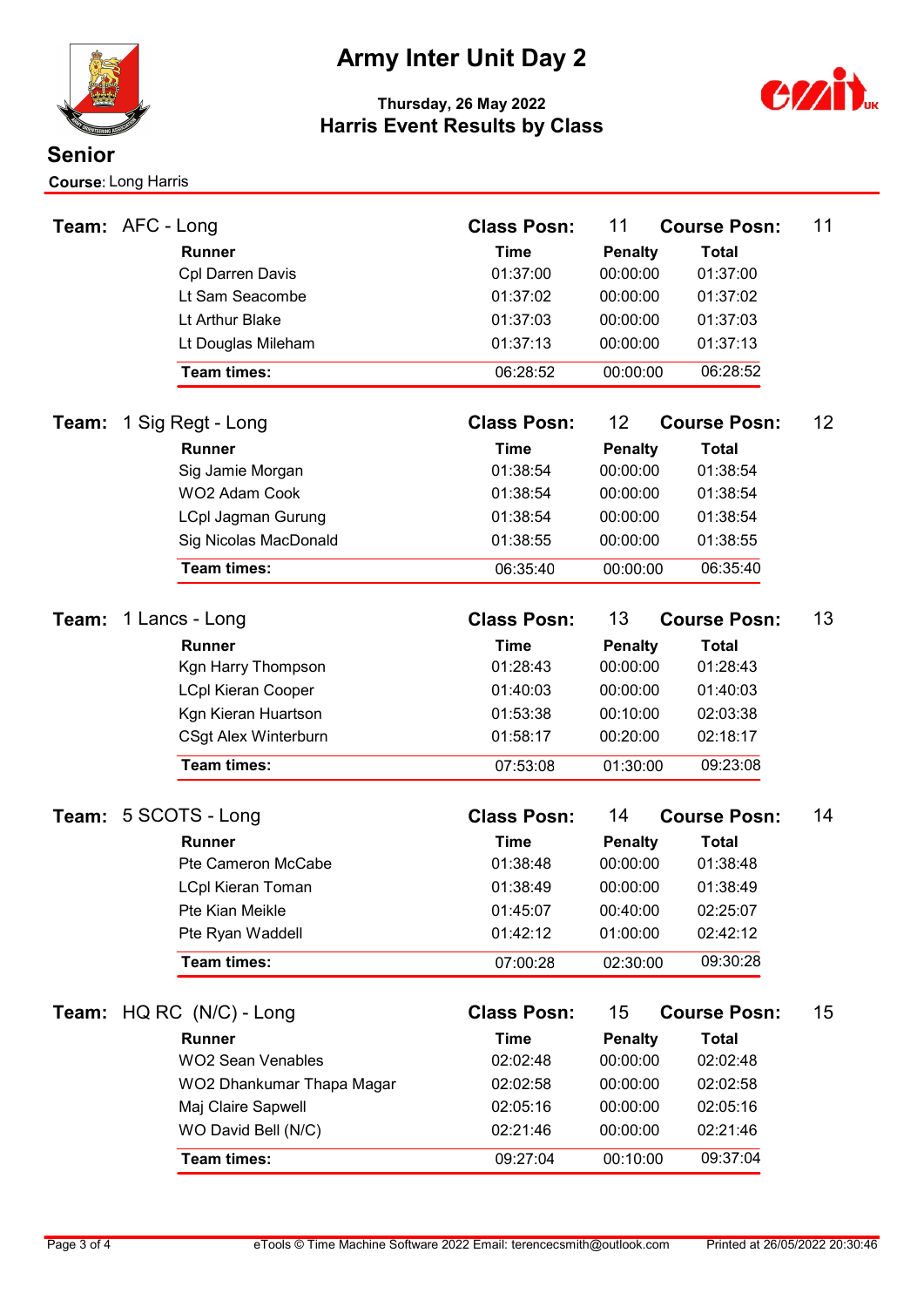# Army Inter Unit Day 2

**Thursday, 26 May 2022**

## Harris Event Results by Class

## Senior

**Course:** Long Harris

**Team:** AFC - Long — **Class Posn:** 11 — **Course Posn:** 11

| Runner | Time | Penalty | Total |
|---|---|---|---|
| Cpl Darren Davis | 01:37:00 | 00:00:00 | 01:37:00 |
| Lt Sam Seacombe | 01:37:02 | 00:00:00 | 01:37:02 |
| Lt Arthur Blake | 01:37:03 | 00:00:00 | 01:37:03 |
| Lt Douglas Mileham | 01:37:13 | 00:00:00 | 01:37:13 |
| **Team times:** | 06:28:52 | 00:00:00 | 06:28:52 |

**Team:** 1 Sig Regt - Long — **Class Posn:** 12 — **Course Posn:** 12

| Runner | Time | Penalty | Total |
|---|---|---|---|
| Sig Jamie Morgan | 01:38:54 | 00:00:00 | 01:38:54 |
| WO2 Adam Cook | 01:38:54 | 00:00:00 | 01:38:54 |
| LCpl Jagman Gurung | 01:38:54 | 00:00:00 | 01:38:54 |
| Sig Nicolas MacDonald | 01:38:55 | 00:00:00 | 01:38:55 |
| **Team times:** | 06:35:40 | 00:00:00 | 06:35:40 |

**Team:** 1 Lancs - Long — **Class Posn:** 13 — **Course Posn:** 13

| Runner | Time | Penalty | Total |
|---|---|---|---|
| Kgn Harry Thompson | 01:28:43 | 00:00:00 | 01:28:43 |
| LCpl Kieran Cooper | 01:40:03 | 00:00:00 | 01:40:03 |
| Kgn Kieran Huartson | 01:53:38 | 00:10:00 | 02:03:38 |
| CSgt Alex Winterburn | 01:58:17 | 00:20:00 | 02:18:17 |
| **Team times:** | 07:53:08 | 01:30:00 | 09:23:08 |

**Team:** 5 SCOTS - Long — **Class Posn:** 14 — **Course Posn:** 14

| Runner | Time | Penalty | Total |
|---|---|---|---|
| Pte Cameron McCabe | 01:38:48 | 00:00:00 | 01:38:48 |
| LCpl Kieran Toman | 01:38:49 | 00:00:00 | 01:38:49 |
| Pte Kian Meikle | 01:45:07 | 00:40:00 | 02:25:07 |
| Pte Ryan Waddell | 01:42:12 | 01:00:00 | 02:42:12 |
| **Team times:** | 07:00:28 | 02:30:00 | 09:30:28 |

**Team:** HQ RC (N/C) - Long — **Class Posn:** 15 — **Course Posn:** 15

| Runner | Time | Penalty | Total |
|---|---|---|---|
| WO2 Sean Venables | 02:02:48 | 00:00:00 | 02:02:48 |
| WO2 Dhankumar Thapa Magar | 02:02:58 | 00:00:00 | 02:02:58 |
| Maj Claire Sapwell | 02:05:16 | 00:00:00 | 02:05:16 |
| WO David Bell (N/C) | 02:21:46 | 00:00:00 | 02:21:46 |
| **Team times:** | 09:27:04 | 00:10:00 | 09:37:04 |

eTools © Time Machine Software 2022 Email: terencecsmith@outlook.com — Printed at 26/05/2022 20:30:46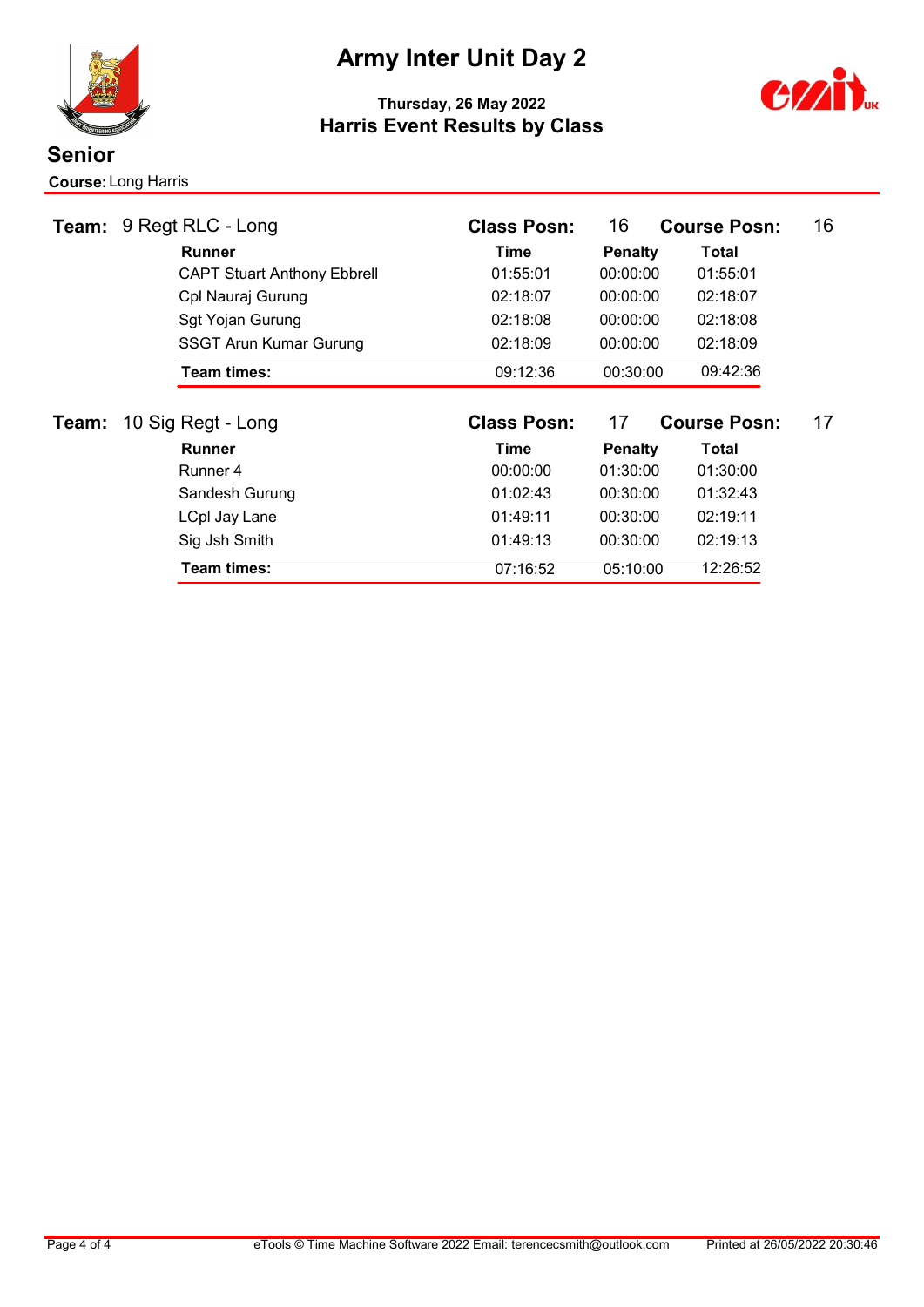# Army Inter Unit Day 2

**Thursday, 26 May 2022**

## Harris Event Results by Class

## Senior

**Course**: Long Harris

**Team:** 9 Regt RLC - Long — **Class Posn:** 16 — **Course Posn:** 16

| Runner | Time | Penalty | Total |
|---|---|---|---|
| CAPT Stuart Anthony Ebbrell | 01:55:01 | 00:00:00 | 01:55:01 |
| Cpl Nauraj Gurung | 02:18:07 | 00:00:00 | 02:18:07 |
| Sgt Yojan Gurung | 02:18:08 | 00:00:00 | 02:18:08 |
| SSGT Arun Kumar Gurung | 02:18:09 | 00:00:00 | 02:18:09 |
| **Team times:** | 09:12:36 | 00:30:00 | 09:42:36 |

**Team:** 10 Sig Regt - Long — **Class Posn:** 17 — **Course Posn:** 17

| Runner | Time | Penalty | Total |
|---|---|---|---|
| Runner 4 | 00:00:00 | 01:30:00 | 01:30:00 |
| Sandesh Gurung | 01:02:43 | 00:30:00 | 01:32:43 |
| LCpl Jay Lane | 01:49:11 | 00:30:00 | 02:19:11 |
| Sig Jsh Smith | 01:49:13 | 00:30:00 | 02:19:13 |
| **Team times:** | 07:16:52 | 05:10:00 | 12:26:52 |

eTools © Time Machine Software 2022 Email: terencecsmith@outlook.com

Printed at 26/05/2022 20:30:46